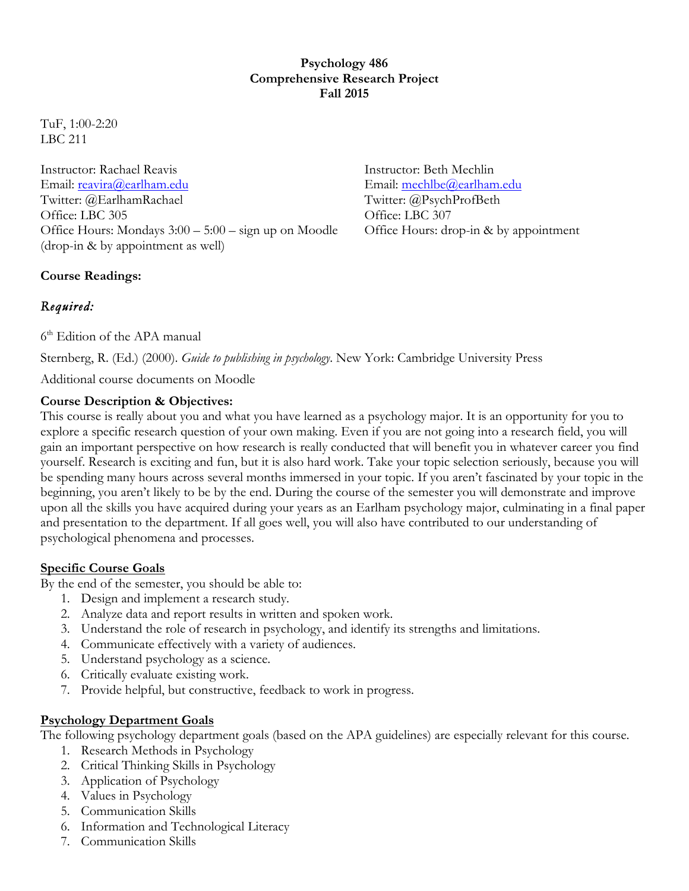**Psychology 486**
**Comprehensive Research Project**
**Fall 2015**

TuF, 1:00-2:20
LBC 211

Instructor: Rachael Reavis
Email: reavira@earlham.edu
Twitter: @EarlhamRachael
Office: LBC 305
Office Hours: Mondays 3:00 – 5:00 – sign up on Moodle (drop-in & by appointment as well)

Instructor: Beth Mechlin
Email: mechlbe@earlham.edu
Twitter: @PsychProfBeth
Office: LBC 307
Office Hours: drop-in & by appointment

**Course Readings:**

*Required:*

6th Edition of the APA manual

Sternberg, R. (Ed.) (2000). *Guide to publishing in psychology*. New York: Cambridge University Press

Additional course documents on Moodle

**Course Description & Objectives:**
This course is really about you and what you have learned as a psychology major. It is an opportunity for you to explore a specific research question of your own making. Even if you are not going into a research field, you will gain an important perspective on how research is really conducted that will benefit you in whatever career you find yourself. Research is exciting and fun, but it is also hard work. Take your topic selection seriously, because you will be spending many hours across several months immersed in your topic. If you aren't fascinated by your topic in the beginning, you aren't likely to be by the end. During the course of the semester you will demonstrate and improve upon all the skills you have acquired during your years as an Earlham psychology major, culminating in a final paper and presentation to the department. If all goes well, you will also have contributed to our understanding of psychological phenomena and processes.

**Specific Course Goals**
By the end of the semester, you should be able to:

1. Design and implement a research study.
2. Analyze data and report results in written and spoken work.
3. Understand the role of research in psychology, and identify its strengths and limitations.
4. Communicate effectively with a variety of audiences.
5. Understand psychology as a science.
6. Critically evaluate existing work.
7. Provide helpful, but constructive, feedback to work in progress.

**Psychology Department Goals**
The following psychology department goals (based on the APA guidelines) are especially relevant for this course.

1. Research Methods in Psychology
2. Critical Thinking Skills in Psychology
3. Application of Psychology
4. Values in Psychology
5. Communication Skills
6. Information and Technological Literacy
7. Communication Skills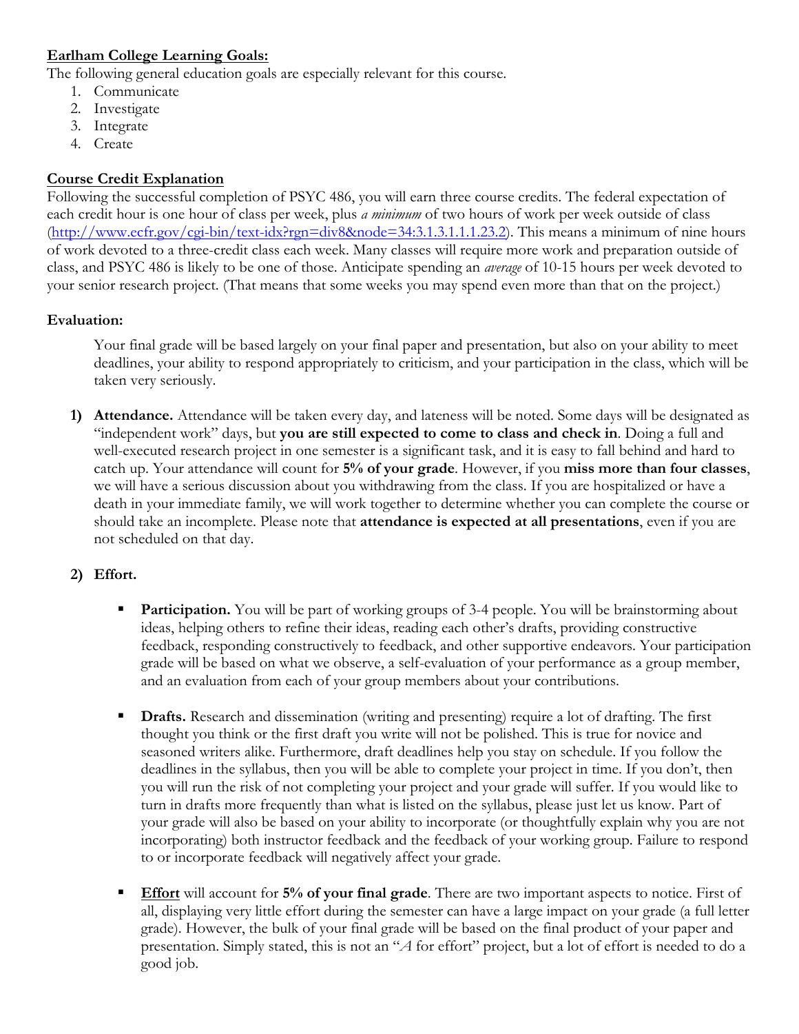**Earlham College Learning Goals:**

The following general education goals are especially relevant for this course.

1. Communicate
2. Investigate
3. Integrate
4. Create

**Course Credit Explanation**

Following the successful completion of PSYC 486, you will earn three course credits. The federal expectation of each credit hour is one hour of class per week, plus *a minimum* of two hours of work per week outside of class (http://www.ecfr.gov/cgi-bin/text-idx?rgn=div8&node=34:3.1.3.1.1.1.23.2). This means a minimum of nine hours of work devoted to a three-credit class each week. Many classes will require more work and preparation outside of class, and PSYC 486 is likely to be one of those. Anticipate spending an *average* of 10-15 hours per week devoted to your senior research project. (That means that some weeks you may spend even more than that on the project.)

**Evaluation:**

Your final grade will be based largely on your final paper and presentation, but also on your ability to meet deadlines, your ability to respond appropriately to criticism, and your participation in the class, which will be taken very seriously.

1) **Attendance.** Attendance will be taken every day, and lateness will be noted. Some days will be designated as "independent work" days, but **you are still expected to come to class and check in**. Doing a full and well-executed research project in one semester is a significant task, and it is easy to fall behind and hard to catch up. Your attendance will count for **5% of your grade**. However, if you **miss more than four classes**, we will have a serious discussion about you withdrawing from the class. If you are hospitalized or have a death in your immediate family, we will work together to determine whether you can complete the course or should take an incomplete. Please note that **attendance is expected at all presentations**, even if you are not scheduled on that day.

2) **Effort.**

   - **Participation.** You will be part of working groups of 3-4 people. You will be brainstorming about ideas, helping others to refine their ideas, reading each other's drafts, providing constructive feedback, responding constructively to feedback, and other supportive endeavors. Your participation grade will be based on what we observe, a self-evaluation of your performance as a group member, and an evaluation from each of your group members about your contributions.

   - **Drafts.** Research and dissemination (writing and presenting) require a lot of drafting. The first thought you think or the first draft you write will not be polished. This is true for novice and seasoned writers alike. Furthermore, draft deadlines help you stay on schedule. If you follow the deadlines in the syllabus, then you will be able to complete your project in time. If you don't, then you will run the risk of not completing your project and your grade will suffer. If you would like to turn in drafts more frequently than what is listed on the syllabus, please just let us know. Part of your grade will also be based on your ability to incorporate (or thoughtfully explain why you are not incorporating) both instructor feedback and the feedback of your working group. Failure to respond to or incorporate feedback will negatively affect your grade.

   - **Effort** will account for **5% of your final grade**. There are two important aspects to notice. First of all, displaying very little effort during the semester can have a large impact on your grade (a full letter grade). However, the bulk of your final grade will be based on the final product of your paper and presentation. Simply stated, this is not an "*A* for effort" project, but a lot of effort is needed to do a good job.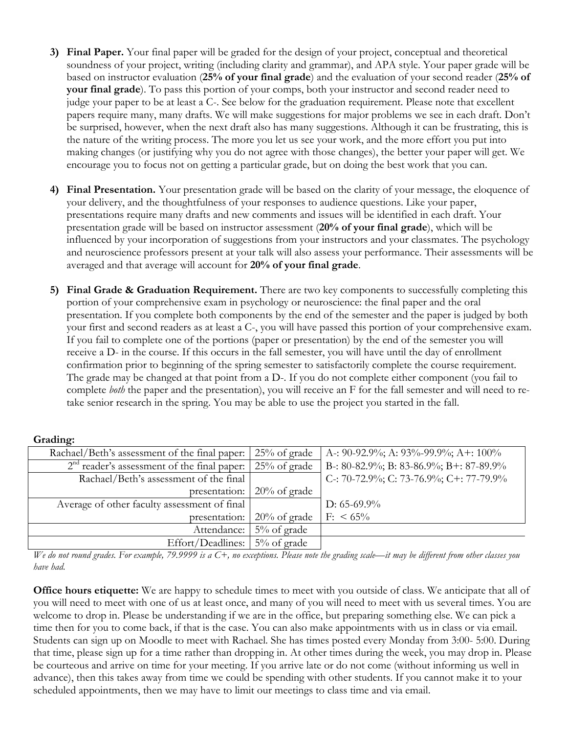3) **Final Paper.** Your final paper will be graded for the design of your project, conceptual and theoretical soundness of your project, writing (including clarity and grammar), and APA style. Your paper grade will be based on instructor evaluation (**25% of your final grade**) and the evaluation of your second reader (**25% of your final grade**). To pass this portion of your comps, both your instructor and second reader need to judge your paper to be at least a C-. See below for the graduation requirement. Please note that excellent papers require many, many drafts. We will make suggestions for major problems we see in each draft. Don't be surprised, however, when the next draft also has many suggestions. Although it can be frustrating, this is the nature of the writing process. The more you let us see your work, and the more effort you put into making changes (or justifying why you do not agree with those changes), the better your paper will get. We encourage you to focus not on getting a particular grade, but on doing the best work that you can.

4) **Final Presentation.** Your presentation grade will be based on the clarity of your message, the eloquence of your delivery, and the thoughtfulness of your responses to audience questions. Like your paper, presentations require many drafts and new comments and issues will be identified in each draft. Your presentation grade will be based on instructor assessment (**20% of your final grade**), which will be influenced by your incorporation of suggestions from your instructors and your classmates. The psychology and neuroscience professors present at your talk will also assess your performance. Their assessments will be averaged and that average will account for **20% of your final grade**.

5) **Final Grade & Graduation Requirement.** There are two key components to successfully completing this portion of your comprehensive exam in psychology or neuroscience: the final paper and the oral presentation. If you complete both components by the end of the semester and the paper is judged by both your first and second readers as at least a C-, you will have passed this portion of your comprehensive exam. If you fail to complete one of the portions (paper or presentation) by the end of the semester you will receive a D- in the course. If this occurs in the fall semester, you will have until the day of enrollment confirmation prior to beginning of the spring semester to satisfactorily complete the course requirement. The grade may be changed at that point from a D-. If you do not complete either component (you fail to complete *both* the paper and the presentation), you will receive an F for the fall semester and will need to re-take senior research in the spring. You may be able to use the project you started in the fall.

**Grading:**

| | | |
|---|---|---|
| Rachael/Beth's assessment of the final paper: | 25% of grade | A-: 90-92.9%; A: 93%-99.9%; A+: 100% |
| 2nd reader's assessment of the final paper: | 25% of grade | B-: 80-82.9%; B: 83-86.9%; B+: 87-89.9% |
| Rachael/Beth's assessment of the final presentation: | 20% of grade | C-: 70-72.9%; C: 73-76.9%; C+: 77-79.9% |
| Average of other faculty assessment of final presentation: | 20% of grade | D: 65-69.9% F: < 65% |
| Attendance: | 5% of grade | |
| Effort/Deadlines: | 5% of grade | |

*We do not round grades. For example, 79.9999 is a C+, no exceptions. Please note the grading scale—it may be different from other classes you have had.*

**Office hours etiquette:** We are happy to schedule times to meet with you outside of class. We anticipate that all of you will need to meet with one of us at least once, and many of you will need to meet with us several times. You are welcome to drop in. Please be understanding if we are in the office, but preparing something else. We can pick a time then for you to come back, if that is the case. You can also make appointments with us in class or via email. Students can sign up on Moodle to meet with Rachael. She has times posted every Monday from 3:00- 5:00. During that time, please sign up for a time rather than dropping in. At other times during the week, you may drop in. Please be courteous and arrive on time for your meeting. If you arrive late or do not come (without informing us well in advance), then this takes away from time we could be spending with other students. If you cannot make it to your scheduled appointments, then we may have to limit our meetings to class time and via email.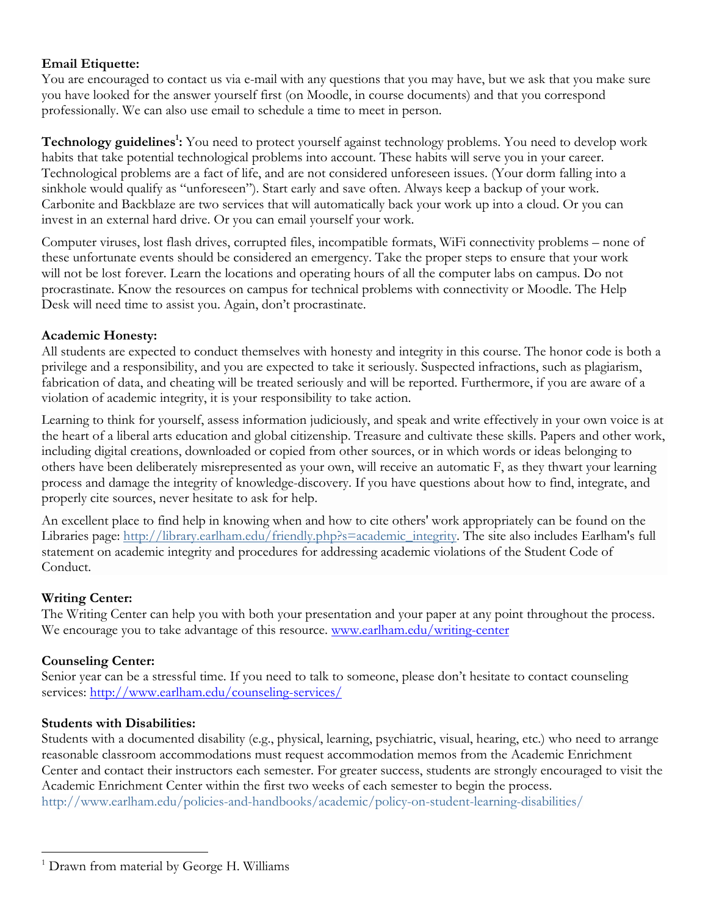**Email Etiquette:**
You are encouraged to contact us via e-mail with any questions that you may have, but we ask that you make sure you have looked for the answer yourself first (on Moodle, in course documents) and that you correspond professionally. We can also use email to schedule a time to meet in person.

**Technology guidelines[1]:** You need to protect yourself against technology problems. You need to develop work habits that take potential technological problems into account. These habits will serve you in your career. Technological problems are a fact of life, and are not considered unforeseen issues. (Your dorm falling into a sinkhole would qualify as "unforeseen"). Start early and save often. Always keep a backup of your work. Carbonite and Backblaze are two services that will automatically back your work up into a cloud. Or you can invest in an external hard drive. Or you can email yourself your work.

Computer viruses, lost flash drives, corrupted files, incompatible formats, WiFi connectivity problems – none of these unfortunate events should be considered an emergency. Take the proper steps to ensure that your work will not be lost forever. Learn the locations and operating hours of all the computer labs on campus. Do not procrastinate. Know the resources on campus for technical problems with connectivity or Moodle. The Help Desk will need time to assist you. Again, don't procrastinate.

**Academic Honesty:**
All students are expected to conduct themselves with honesty and integrity in this course. The honor code is both a privilege and a responsibility, and you are expected to take it seriously. Suspected infractions, such as plagiarism, fabrication of data, and cheating will be treated seriously and will be reported. Furthermore, if you are aware of a violation of academic integrity, it is your responsibility to take action.

Learning to think for yourself, assess information judiciously, and speak and write effectively in your own voice is at the heart of a liberal arts education and global citizenship. Treasure and cultivate these skills. Papers and other work, including digital creations, downloaded or copied from other sources, or in which words or ideas belonging to others have been deliberately misrepresented as your own, will receive an automatic F, as they thwart your learning process and damage the integrity of knowledge-discovery. If you have questions about how to find, integrate, and properly cite sources, never hesitate to ask for help.

An excellent place to find help in knowing when and how to cite others' work appropriately can be found on the Libraries page: [http://library.earlham.edu/friendly.php?s=academic_integrity](http://library.earlham.edu/friendly.php?s=academic_integrity). The site also includes Earlham's full statement on academic integrity and procedures for addressing academic violations of the Student Code of Conduct.

**Writing Center:**
The Writing Center can help you with both your presentation and your paper at any point throughout the process. We encourage you to take advantage of this resource. [www.earlham.edu/writing-center](www.earlham.edu/writing-center)

**Counseling Center:**
Senior year can be a stressful time. If you need to talk to someone, please don't hesitate to contact counseling services: [http://www.earlham.edu/counseling-services/](http://www.earlham.edu/counseling-services/)

**Students with Disabilities:**
Students with a documented disability (e.g., physical, learning, psychiatric, visual, hearing, etc.) who need to arrange reasonable classroom accommodations must request accommodation memos from the Academic Enrichment Center and contact their instructors each semester. For greater success, students are strongly encouraged to visit the Academic Enrichment Center within the first two weeks of each semester to begin the process.
http://www.earlham.edu/policies-and-handbooks/academic/policy-on-student-learning-disabilities/

---

[1] Drawn from material by George H. Williams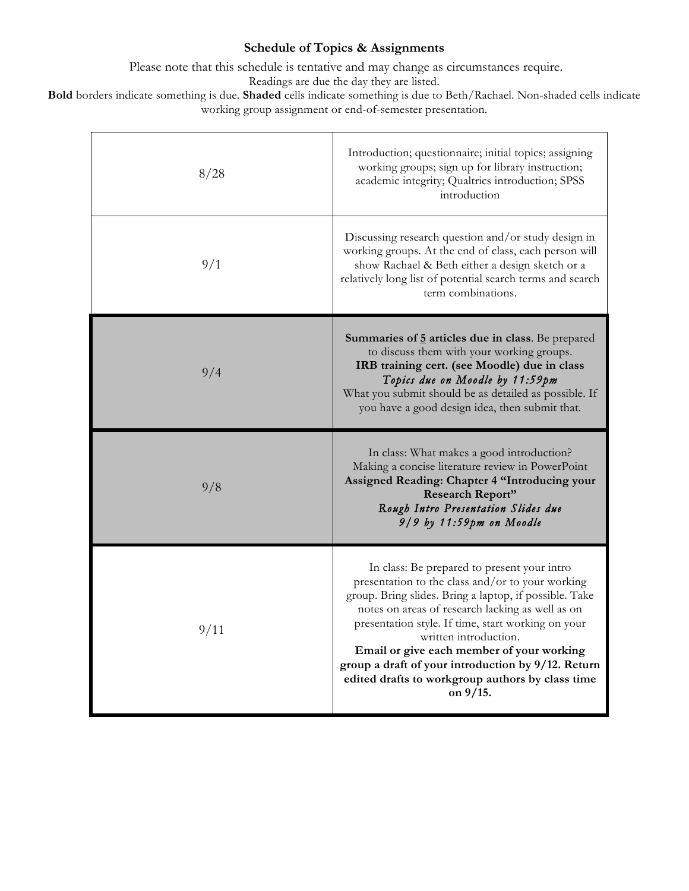**Schedule of Topics & Assignments**

Please note that this schedule is tentative and may change as circumstances require.
Readings are due the day they are listed.
**Bold** borders indicate something is due. **Shaded** cells indicate something is due to Beth/Rachael. Non-shaded cells indicate working group assignment or end-of-semester presentation.

| | |
|---|---|
| 8/28 | Introduction; questionnaire; initial topics; assigning working groups; sign up for library instruction; academic integrity; Qualtrics introduction; SPSS introduction |
| 9/1 | Discussing research question and/or study design in working groups. At the end of class, each person will show Rachael & Beth either a design sketch or a relatively long list of potential search terms and search term combinations. |
| 9/4 | **Summaries of 5 articles due in class**. Be prepared to discuss them with your working groups. **IRB training cert. (see Moodle) due in class** *Topics due on Moodle by 11:59pm* What you submit should be as detailed as possible. If you have a good design idea, then submit that. |
| 9/8 | In class: What makes a good introduction? Making a concise literature review in PowerPoint **Assigned Reading: Chapter 4 "Introducing your Research Report"** *Rough Intro Presentation Slides due 9/9 by 11:59pm on Moodle* |
| 9/11 | In class: Be prepared to present your intro presentation to the class and/or to your working group. Bring slides. Bring a laptop, if possible. Take notes on areas of research lacking as well as on presentation style. If time, start working on your written introduction. **Email or give each member of your working group a draft of your introduction by 9/12. Return edited drafts to workgroup authors by class time on 9/15.** |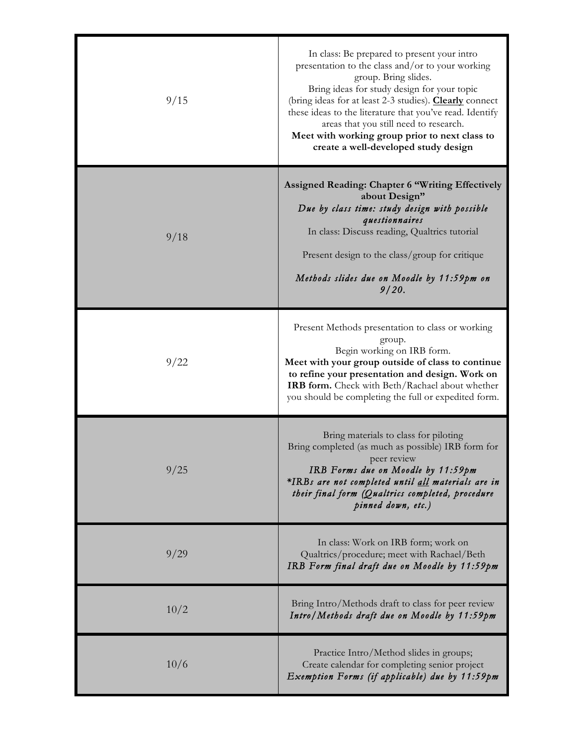| | |
|---|---|
| 9/15 | In class: Be prepared to present your intro presentation to the class and/or to your working group. Bring slides.<br>Bring ideas for study design for your topic (bring ideas for at least 2-3 studies). **Clearly** connect these ideas to the literature that you've read. Identify areas that you still need to research.<br>**Meet with working group prior to next class to create a well-developed study design** |
| 9/18 | **Assigned Reading: Chapter 6 "Writing Effectively about Design"**<br>*Due by class time: study design with possible questionnaires*<br>In class: Discuss reading, Qualtrics tutorial<br><br>Present design to the class/group for critique<br><br>*Methods slides due on Moodle by 11:59pm on 9/20.* |
| 9/22 | Present Methods presentation to class or working group.<br>Begin working on IRB form.<br>**Meet with your group outside of class to continue to refine your presentation and design. Work on IRB form.** Check with Beth/Rachael about whether you should be completing the full or expedited form. |
| 9/25 | Bring materials to class for piloting<br>Bring completed (as much as possible) IRB form for peer review<br>*IRB Forms due on Moodle by 11:59pm*<br>*\*IRBs are not completed until all materials are in their final form (Qualtrics completed, procedure pinned down, etc.)* |
| 9/29 | In class: Work on IRB form; work on Qualtrics/procedure; meet with Rachael/Beth<br>*IRB Form final draft due on Moodle by 11:59pm* |
| 10/2 | Bring Intro/Methods draft to class for peer review<br>*Intro/Methods draft due on Moodle by 11:59pm* |
| 10/6 | Practice Intro/Method slides in groups;<br>Create calendar for completing senior project<br>*Exemption Forms (if applicable) due by 11:59pm* |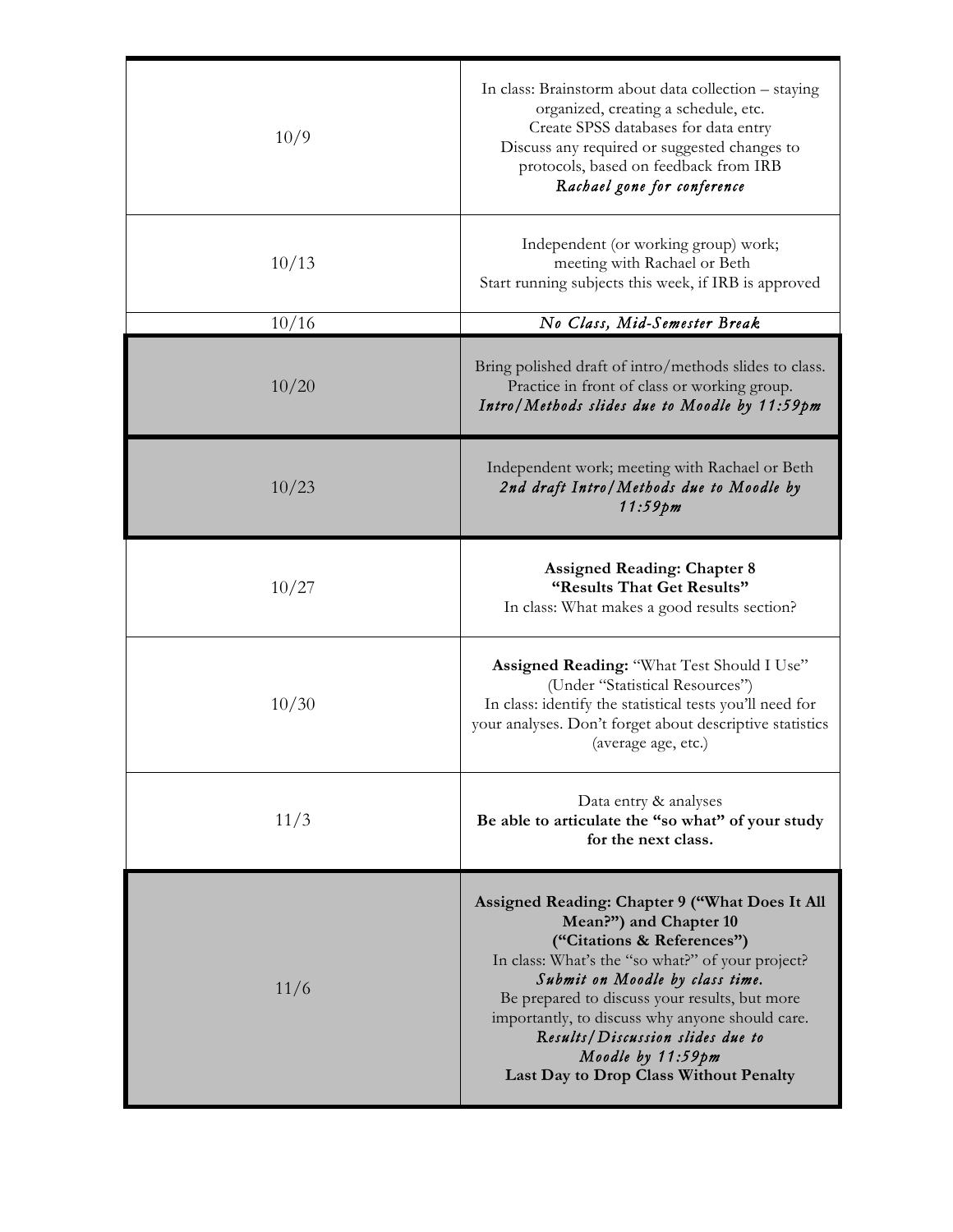| | |
|---|---|
| 10/9 | In class: Brainstorm about data collection – staying organized, creating a schedule, etc.<br>Create SPSS databases for data entry<br>Discuss any required or suggested changes to protocols, based on feedback from IRB<br>*Rachael gone for conference* |
| 10/13 | Independent (or working group) work; meeting with Rachael or Beth<br>Start running subjects this week, if IRB is approved |
| 10/16 | *No Class, Mid-Semester Break* |
| 10/20 | Bring polished draft of intro/methods slides to class.<br>Practice in front of class or working group.<br>***Intro/Methods slides due to Moodle by 11:59pm*** |
| 10/23 | Independent work; meeting with Rachael or Beth<br>***2nd draft Intro/Methods due to Moodle by 11:59pm*** |
| 10/27 | **Assigned Reading: Chapter 8 "Results That Get Results"**<br>In class: What makes a good results section? |
| 10/30 | **Assigned Reading:** "What Test Should I Use" (Under "Statistical Resources")<br>In class: identify the statistical tests you'll need for your analyses. Don't forget about descriptive statistics (average age, etc.) |
| 11/3 | Data entry & analyses<br>**Be able to articulate the "so what" of your study for the next class.** |
| 11/6 | **Assigned Reading: Chapter 9 ("What Does It All Mean?") and Chapter 10 ("Citations & References")**<br>In class: What's the "so what?" of your project?<br>***Submit on Moodle by class time.***<br>Be prepared to discuss your results, but more importantly, to discuss why anyone should care.<br>***Results/Discussion slides due to Moodle by 11:59pm***<br>**Last Day to Drop Class Without Penalty** |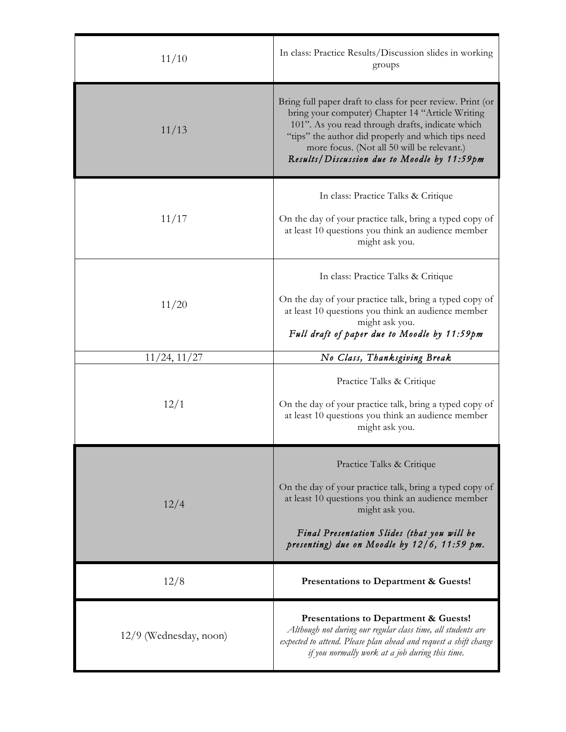| | |
|---|---|
| 11/10 | In class: Practice Results/Discussion slides in working groups |
| 11/13 | Bring full paper draft to class for peer review. Print (or bring your computer) Chapter 14 "Article Writing 101". As you read through drafts, indicate which "tips" the author did properly and which tips need more focus. (Not all 50 will be relevant.) *Results/Discussion due to Moodle by 11:59pm* |
| 11/17 | In class: Practice Talks & Critique<br><br>On the day of your practice talk, bring a typed copy of at least 10 questions you think an audience member might ask you. |
| 11/20 | In class: Practice Talks & Critique<br><br>On the day of your practice talk, bring a typed copy of at least 10 questions you think an audience member might ask you.<br>*Full draft of paper due to Moodle by 11:59pm* |
| 11/24, 11/27 | *No Class, Thanksgiving Break* |
| 12/1 | Practice Talks & Critique<br><br>On the day of your practice talk, bring a typed copy of at least 10 questions you think an audience member might ask you. |
| 12/4 | Practice Talks & Critique<br><br>On the day of your practice talk, bring a typed copy of at least 10 questions you think an audience member might ask you.<br><br>*Final Presentation Slides (that you will be presenting) due on Moodle by 12/6, 11:59 pm.* |
| 12/8 | **Presentations to Department & Guests!** |
| 12/9 (Wednesday, noon) | **Presentations to Department & Guests!**<br>*Although not during our regular class time, all students are expected to attend. Please plan ahead and request a shift change if you normally work at a job during this time.* |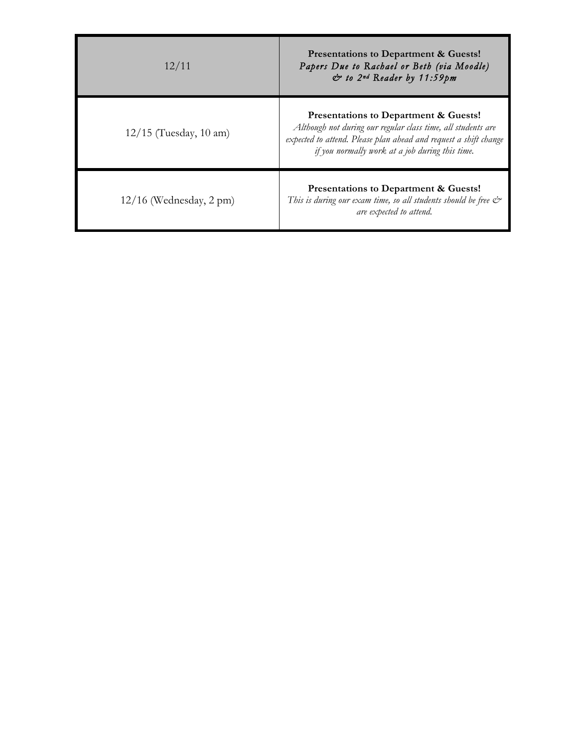| | |
|---|---|
| 12/11 | **Presentations to Department & Guests!** *Papers Due to Rachael or Beth (via Moodle) & to 2nd Reader by 11:59pm* |
| 12/15 (Tuesday, 10 am) | **Presentations to Department & Guests!** *Although not during our regular class time, all students are expected to attend. Please plan ahead and request a shift change if you normally work at a job during this time.* |
| 12/16 (Wednesday, 2 pm) | **Presentations to Department & Guests!** *This is during our exam time, so all students should be free & are expected to attend.* |